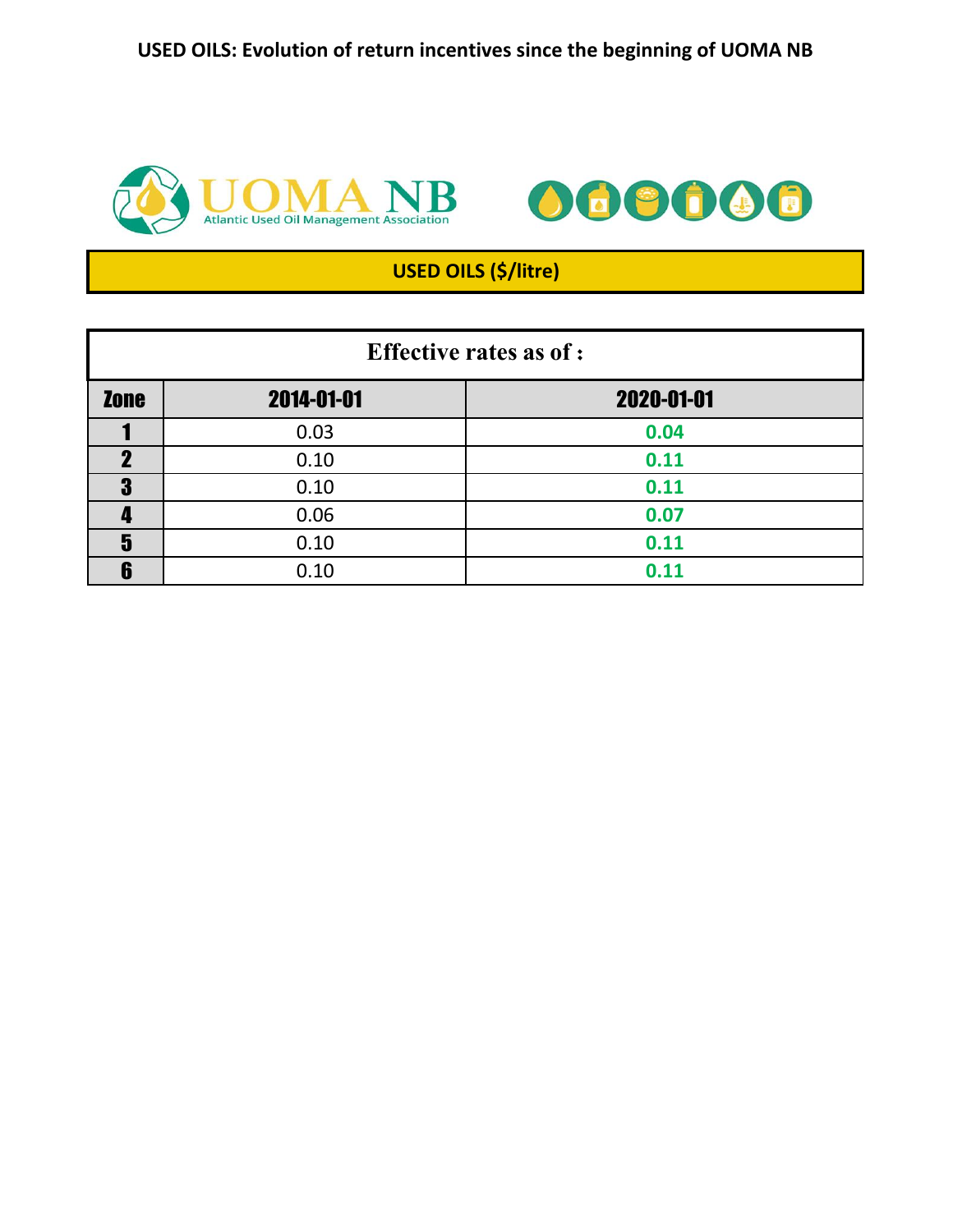# USED OILS: Evolution of return incentives since the beginning of UOMA NB

UOMA NB

Atlantic Used Oil Management Association

## USED OILS ($/litre)

| Effective rates as of : | | |
|---|---|---|
| **Zone** | **2014-01-01** | **2020-01-01** |
| **1** | 0.03 | **0.04** |
| **2** | 0.10 | **0.11** |
| **3** | 0.10 | **0.11** |
| **4** | 0.06 | **0.07** |
| **5** | 0.10 | **0.11** |
| **6** | 0.10 | **0.11** |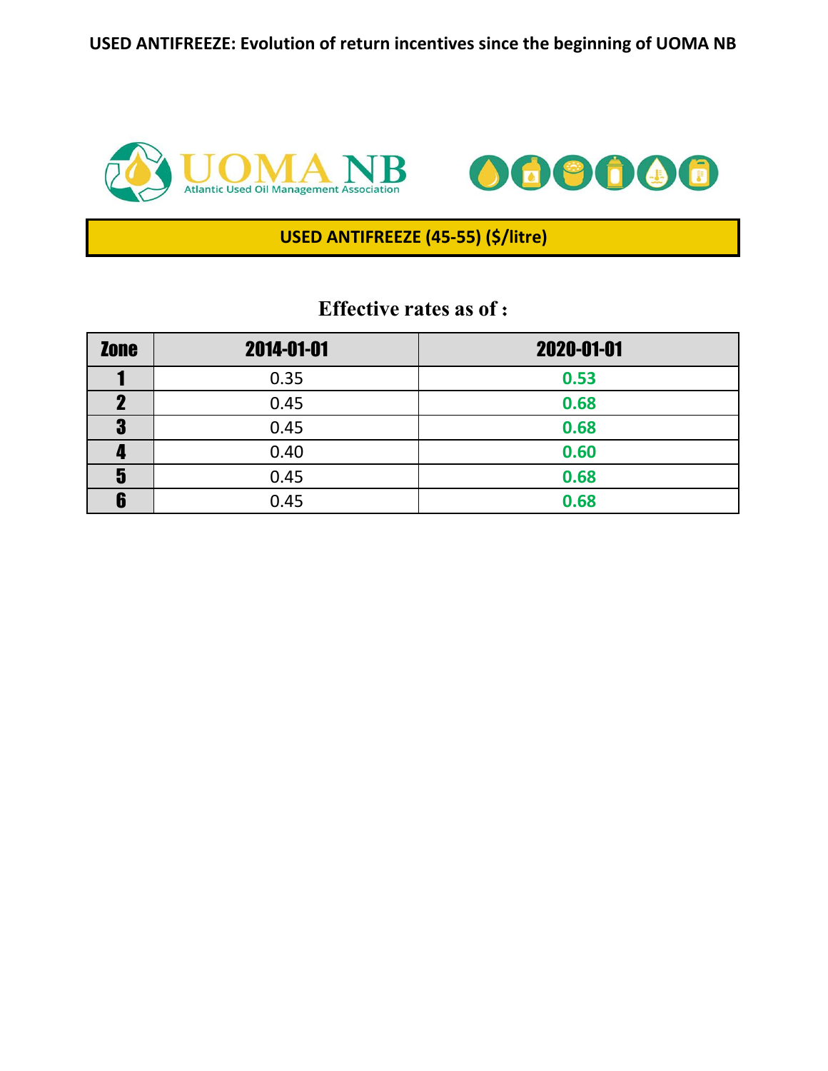# USED ANTIFREEZE: Evolution of return incentives since the beginning of UOMA NB

UOMA NB
Atlantic Used Oil Management Association

## USED ANTIFREEZE (45-55) ($/litre)

### Effective rates as of :

| Zone | 2014-01-01 | 2020-01-01 |
|---|---|---|
| 1 | 0.35 | **0.53** |
| 2 | 0.45 | **0.68** |
| 3 | 0.45 | **0.68** |
| 4 | 0.40 | **0.60** |
| 5 | 0.45 | **0.68** |
| 6 | 0.45 | **0.68** |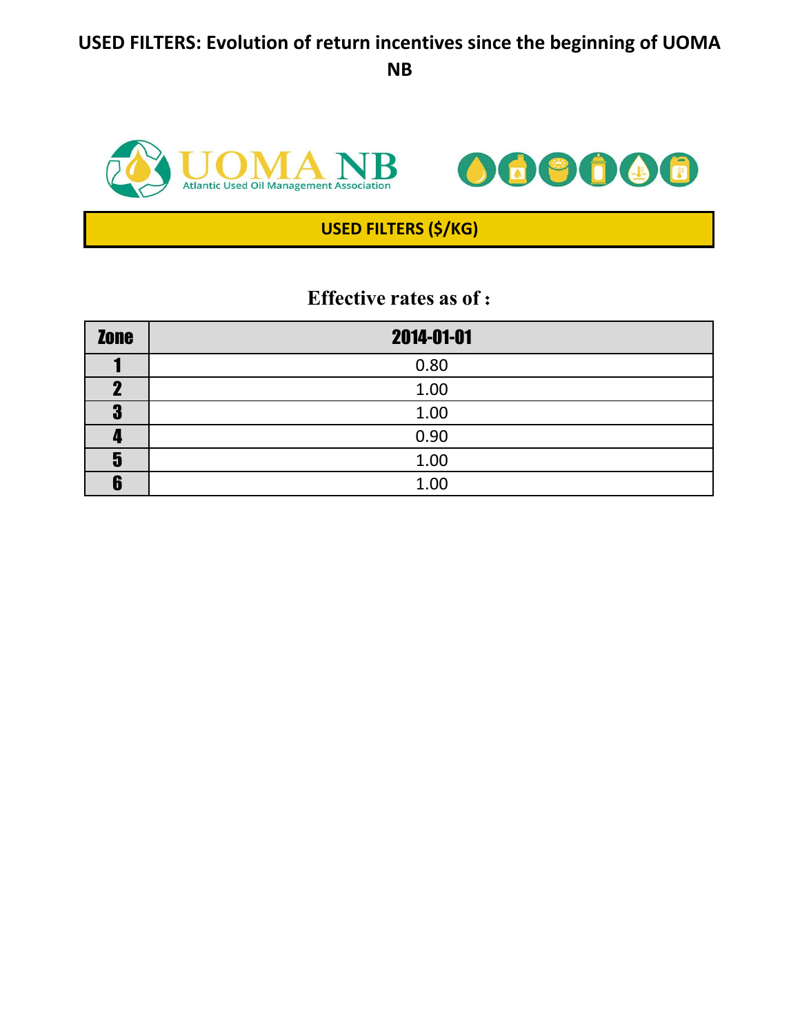# USED FILTERS: Evolution of return incentives since the beginning of UOMA NB

UOMA NB
Atlantic Used Oil Management Association

## USED FILTERS ($/KG)

**Effective rates as of :**

| Zone | 2014-01-01 |
|---|---|
| 1 | 0.80 |
| 2 | 1.00 |
| 3 | 1.00 |
| 4 | 0.90 |
| 5 | 1.00 |
| 6 | 1.00 |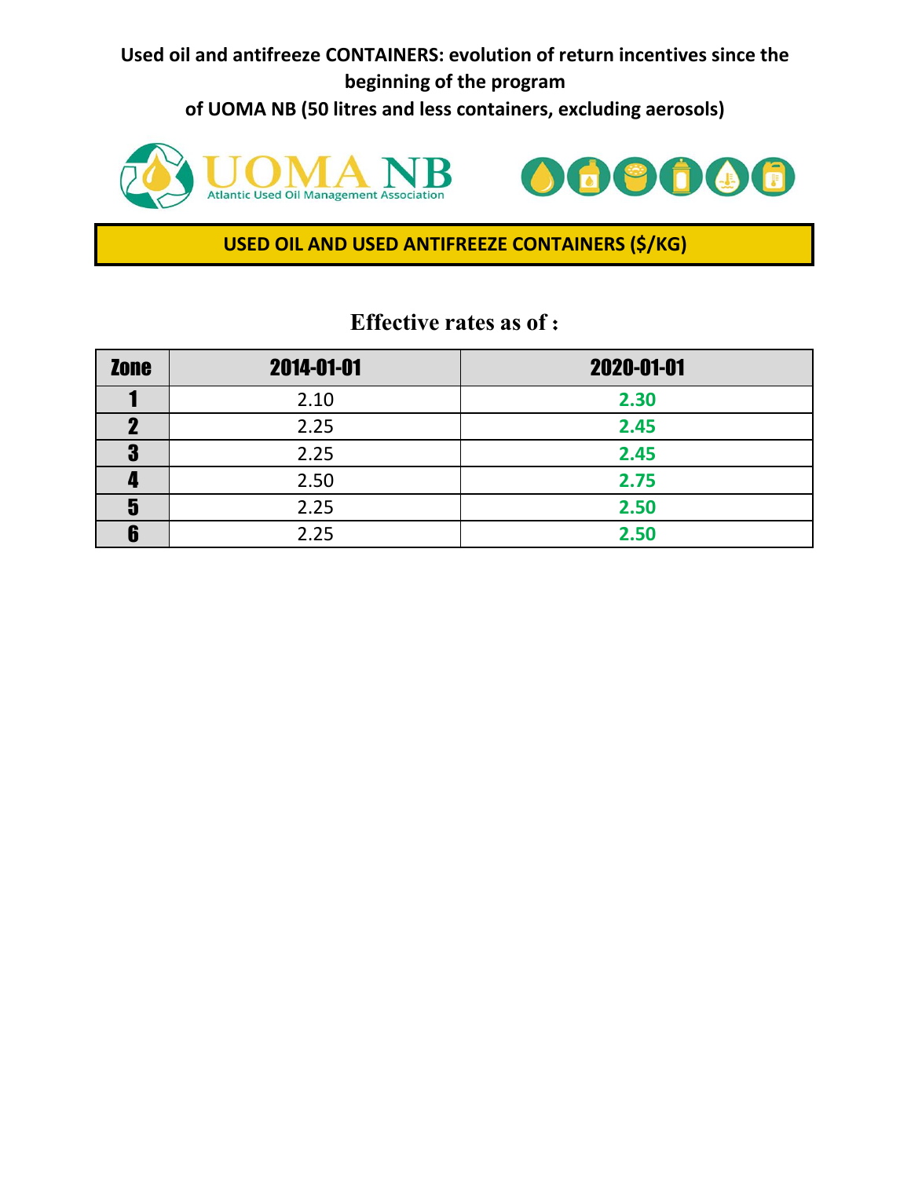# Used oil and antifreeze CONTAINERS: evolution of return incentives since the beginning of the program of UOMA NB (50 litres and less containers, excluding aerosols)

UOMA NB
Atlantic Used Oil Management Association

## USED OIL AND USED ANTIFREEZE CONTAINERS ($/KG)

### Effective rates as of :

| Zone | 2014-01-01 | 2020-01-01 |
|---|---|---|
| 1 | 2.10 | 2.30 |
| 2 | 2.25 | 2.45 |
| 3 | 2.25 | 2.45 |
| 4 | 2.50 | 2.75 |
| 5 | 2.25 | 2.50 |
| 6 | 2.25 | 2.50 |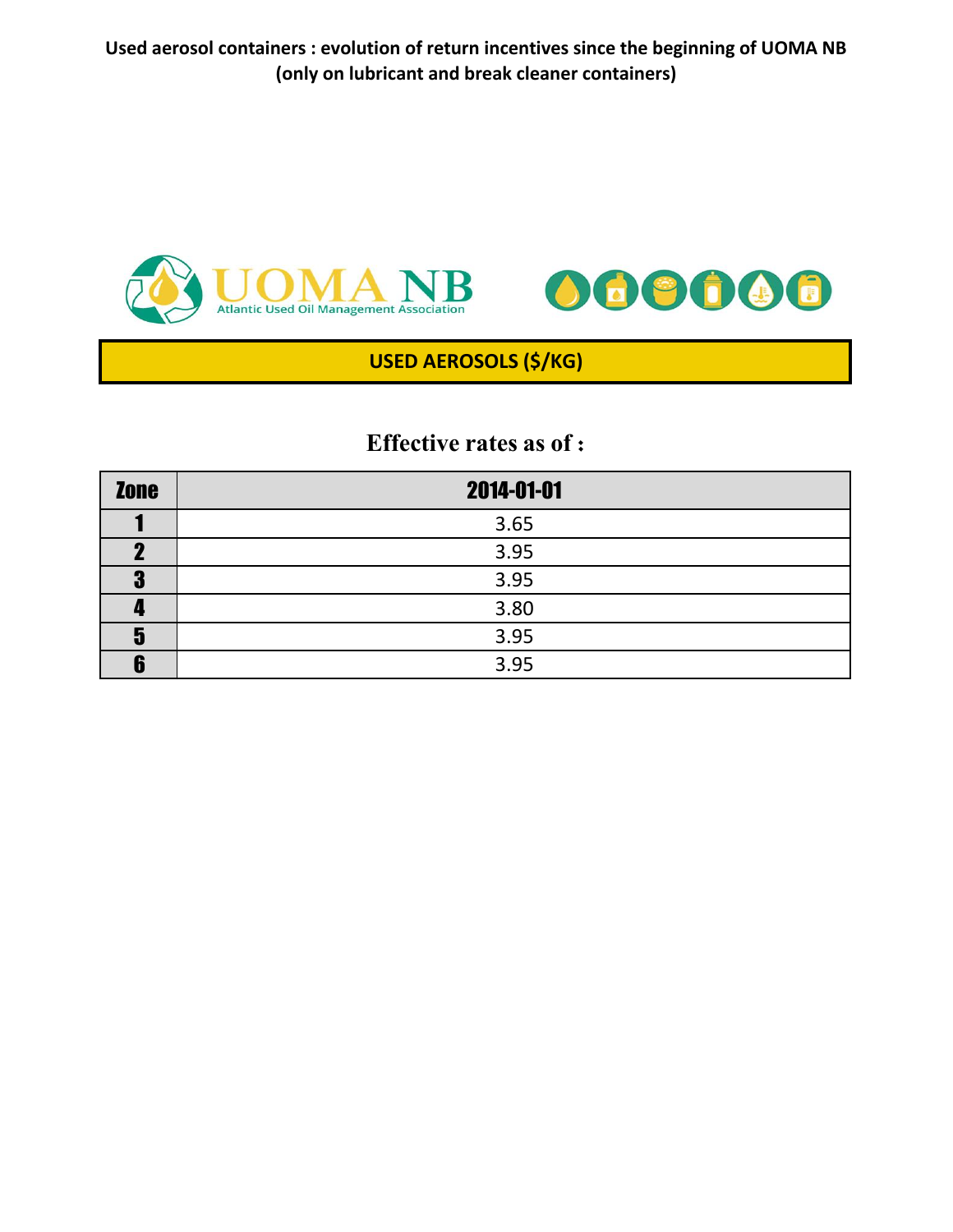**Used aerosol containers : evolution of return incentives since the beginning of UOMA NB (only on lubricant and break cleaner containers)**

UOMA NB
Atlantic Used Oil Management Association

## USED AEROSOLS ($/KG)

### Effective rates as of :

| Zone | 2014-01-01 |
|---|---|
| 1 | 3.65 |
| 2 | 3.95 |
| 3 | 3.95 |
| 4 | 3.80 |
| 5 | 3.95 |
| 6 | 3.95 |